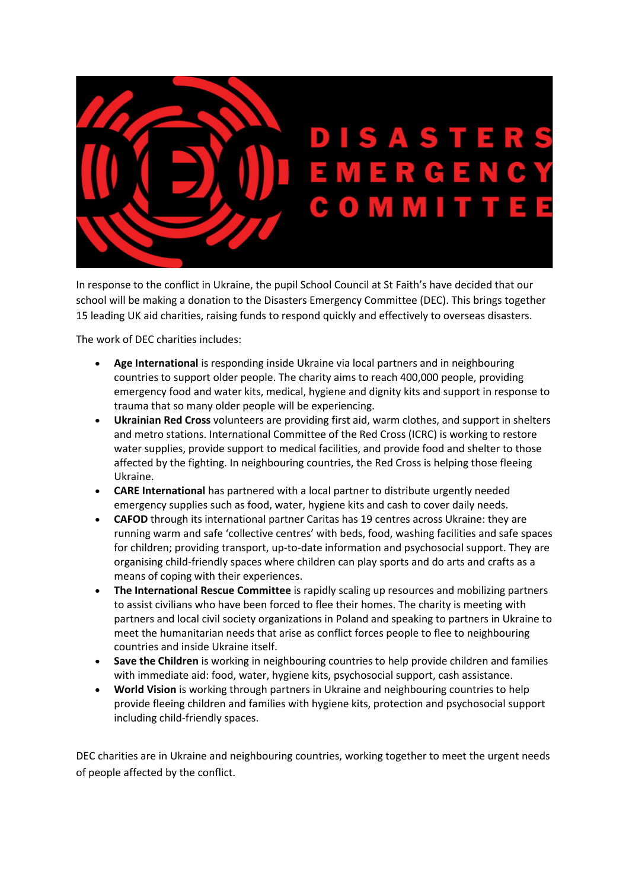In response to the conflict in Ukraine, the pupil School Council at St Faith's have decided that our school will be making a donation to the Disasters Emergency Committee (DEC). This brings together 15 leading UK aid charities, raising funds to respond quickly and effectively to overseas disasters.

The work of DEC charities includes:

- **Age International** is responding inside Ukraine via local partners and in neighbouring countries to support older people. The charity aims to reach 400,000 people, providing emergency food and water kits, medical, hygiene and dignity kits and support in response to trauma that so many older people will be experiencing.
- **Ukrainian Red Cross** volunteers are providing first aid, warm clothes, and support in shelters and metro stations. International Committee of the Red Cross (ICRC) is working to restore water supplies, provide support to medical facilities, and provide food and shelter to those affected by the fighting. In neighbouring countries, the Red Cross is helping those fleeing Ukraine.
- **CARE International** has partnered with a local partner to distribute urgently needed emergency supplies such as food, water, hygiene kits and cash to cover daily needs.
- **CAFOD** through its international partner Caritas has 19 centres across Ukraine: they are running warm and safe 'collective centres' with beds, food, washing facilities and safe spaces for children; providing transport, up-to-date information and psychosocial support. They are organising child-friendly spaces where children can play sports and do arts and crafts as a means of coping with their experiences.
- **The International Rescue Committee** is rapidly scaling up resources and mobilizing partners to assist civilians who have been forced to flee their homes. The charity is meeting with partners and local civil society organizations in Poland and speaking to partners in Ukraine to meet the humanitarian needs that arise as conflict forces people to flee to neighbouring countries and inside Ukraine itself.
- **Save the Children** is working in neighbouring countries to help provide children and families with immediate aid: food, water, hygiene kits, psychosocial support, cash assistance.
- **World Vision** is working through partners in Ukraine and neighbouring countries to help provide fleeing children and families with hygiene kits, protection and psychosocial support including child-friendly spaces.

DEC charities are in Ukraine and neighbouring countries, working together to meet the urgent needs of people affected by the conflict.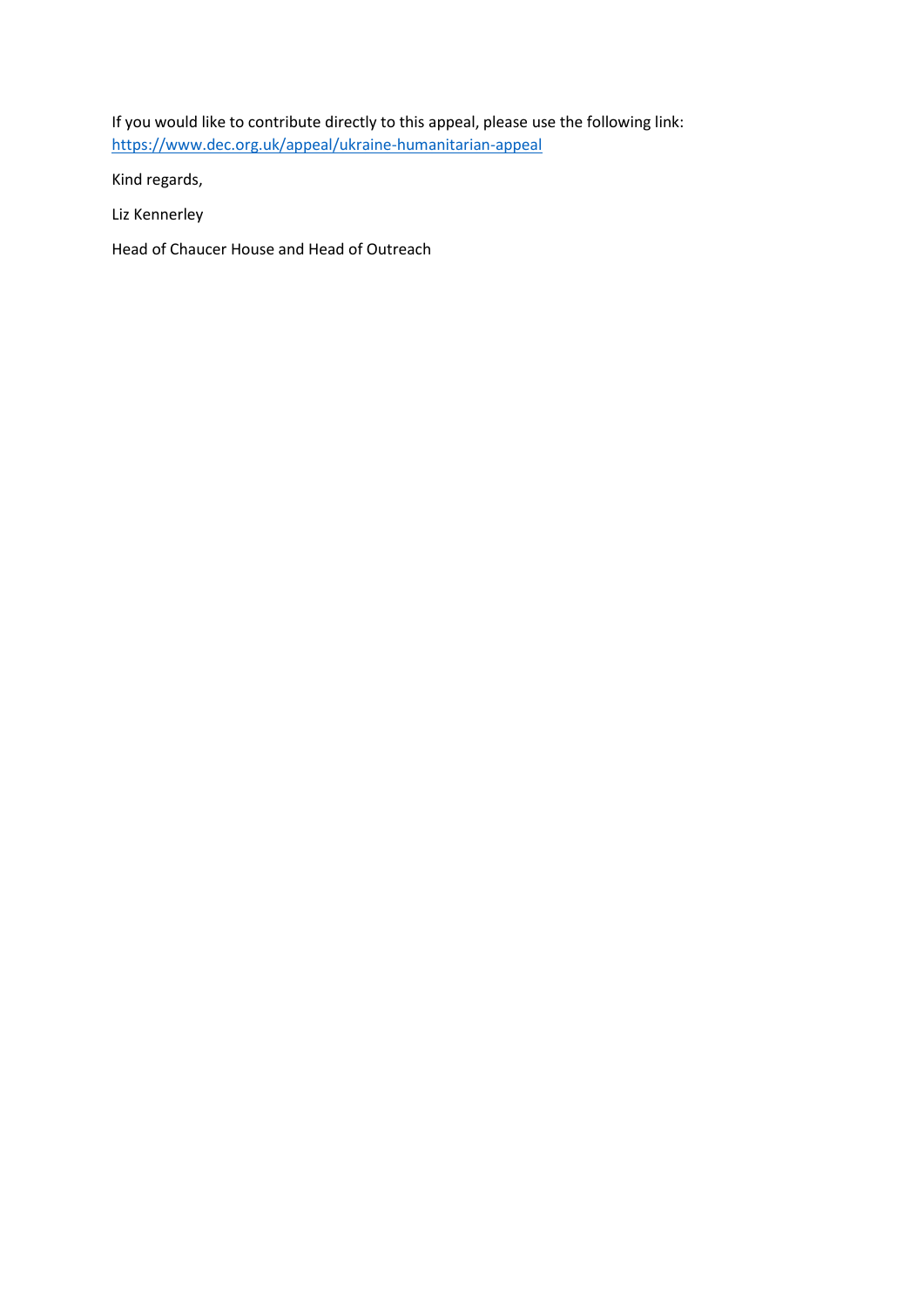If you would like to contribute directly to this appeal, please use the following link: [https://www.dec.org.uk/appeal/ukraine-humanitarian-appeal](https://www.dec.org.uk/appeal/ukraine-humanitarian-appeal)

Kind regards,

Liz Kennerley

Head of Chaucer House and Head of Outreach